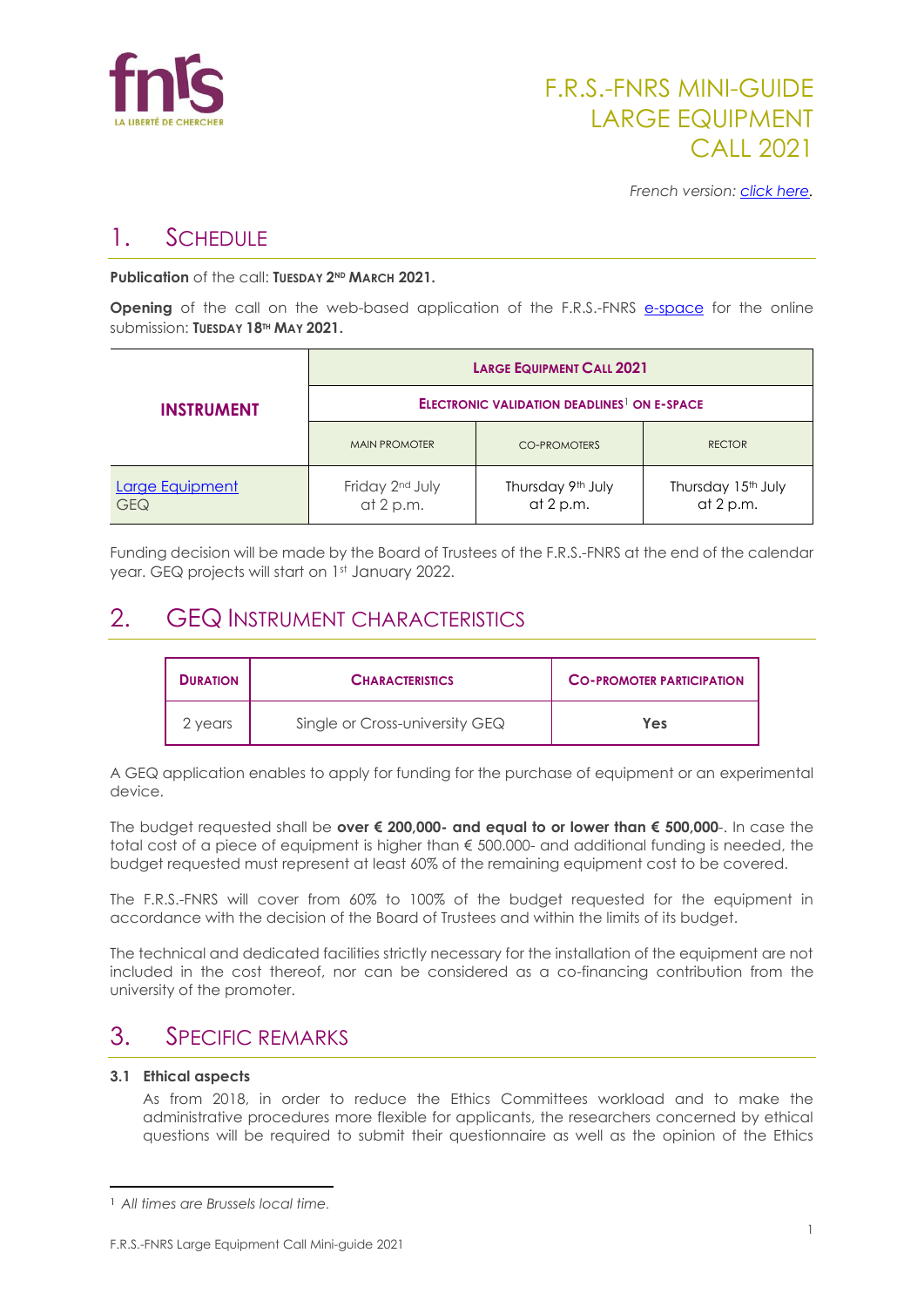# F.R.S.-FNRS MINI-GUIDE LARGE EQUIPMENT CALL 2021

*French version: click here.*

## 1. Schedule

**Publication** of the call: **Tuesday 2nd March 2021.**

**Opening** of the call on the web-based application of the F.R.S.-FNRS e-space for the online submission: **Tuesday 18th May 2021.**

| INSTRUMENT | LARGE EQUIPMENT CALL 2021 | | |
|---|---|---|---|
| | ELECTRONIC VALIDATION DEADLINES[1] ON E-SPACE | | |
| | MAIN PROMOTER | CO-PROMOTERS | RECTOR |
| Large Equipment GEQ | Friday 2nd July at 2 p.m. | Thursday 9th July at 2 p.m. | Thursday 15th July at 2 p.m. |

Funding decision will be made by the Board of Trustees of the F.R.S.-FNRS at the end of the calendar year. GEQ projects will start on 1st January 2022.

## 2. GEQ Instrument Characteristics

| DURATION | CHARACTERISTICS | CO-PROMOTER PARTICIPATION |
|---|---|---|
| 2 years | Single or Cross-university GEQ | **Yes** |

A GEQ application enables to apply for funding for the purchase of equipment or an experimental device.

The budget requested shall be **over € 200,000- and equal to or lower than € 500,000**-. In case the total cost of a piece of equipment is higher than € 500.000- and additional funding is needed, the budget requested must represent at least 60% of the remaining equipment cost to be covered.

The F.R.S.-FNRS will cover from 60% to 100% of the budget requested for the equipment in accordance with the decision of the Board of Trustees and within the limits of its budget.

The technical and dedicated facilities strictly necessary for the installation of the equipment are not included in the cost thereof, nor can be considered as a co-financing contribution from the university of the promoter.

## 3. Specific Remarks

### 3.1 Ethical aspects

As from 2018, in order to reduce the Ethics Committees workload and to make the administrative procedures more flexible for applicants, the researchers concerned by ethical questions will be required to submit their questionnaire as well as the opinion of the Ethics

[1] *All times are Brussels local time.*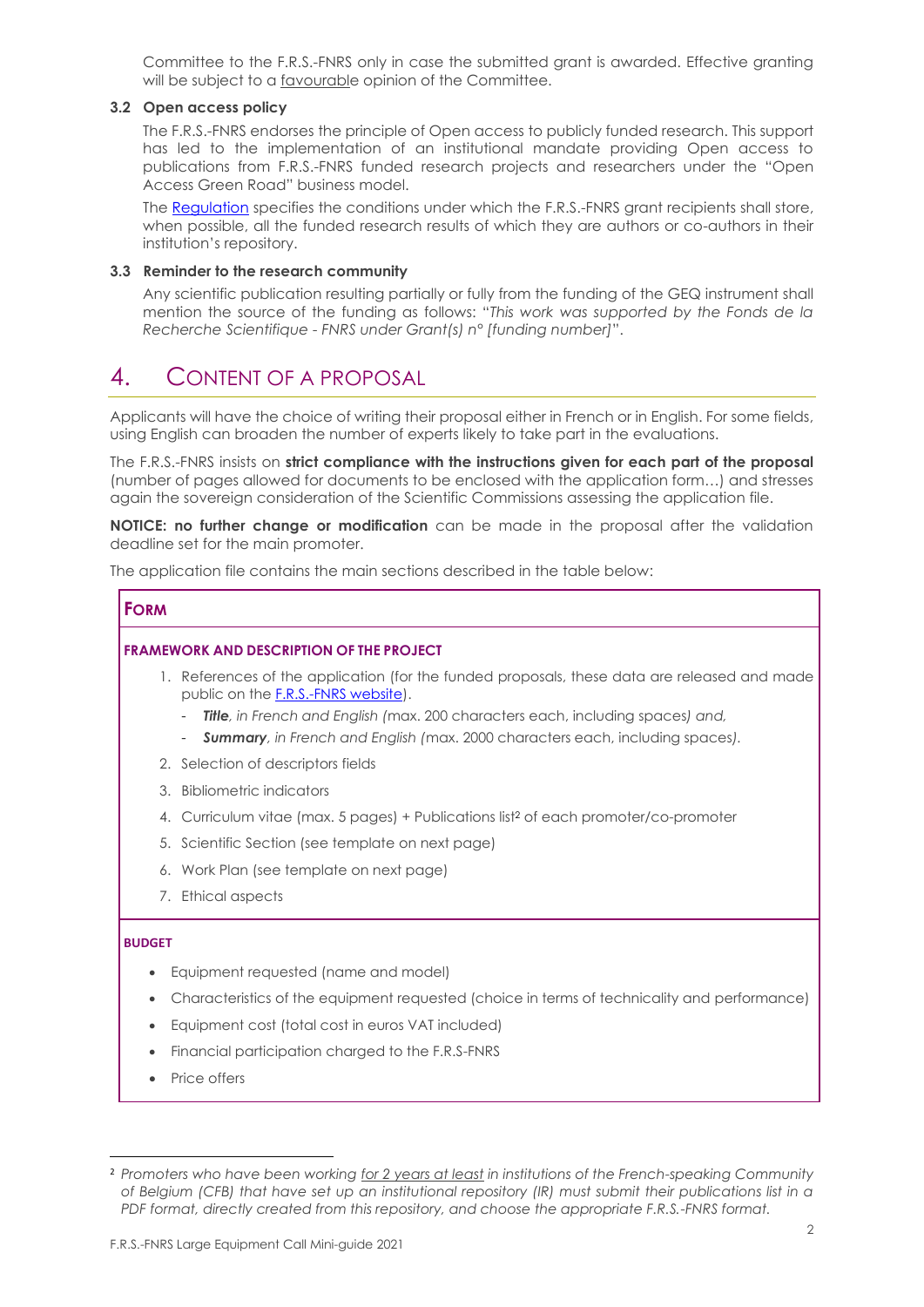Committee to the F.R.S.-FNRS only in case the submitted grant is awarded. Effective granting will be subject to a favourable opinion of the Committee.

### 3.2 Open access policy

The F.R.S.-FNRS endorses the principle of Open access to publicly funded research. This support has led to the implementation of an institutional mandate providing Open access to publications from F.R.S.-FNRS funded research projects and researchers under the "Open Access Green Road" business model.

The Regulation specifies the conditions under which the F.R.S.-FNRS grant recipients shall store, when possible, all the funded research results of which they are authors or co-authors in their institution's repository.

### 3.3 Reminder to the research community

Any scientific publication resulting partially or fully from the funding of the GEQ instrument shall mention the source of the funding as follows: "*This work was supported by the Fonds de la Recherche Scientifique - FNRS under Grant(s) n° [funding number]*".

# 4. CONTENT OF A PROPOSAL

Applicants will have the choice of writing their proposal either in French or in English. For some fields, using English can broaden the number of experts likely to take part in the evaluations.

The F.R.S.-FNRS insists on **strict compliance with the instructions given for each part of the proposal** (number of pages allowed for documents to be enclosed with the application form…) and stresses again the sovereign consideration of the Scientific Commissions assessing the application file.

**NOTICE: no further change or modification** can be made in the proposal after the validation deadline set for the main promoter.

The application file contains the main sections described in the table below:

## FORM

**FRAMEWORK AND DESCRIPTION OF THE PROJECT**

1. References of the application (for the funded proposals, these data are released and made public on the F.R.S.-FNRS website).
   - ***Title****, in French and English (*max. 200 characters each, including spaces*) and,*
   - ***Summary****, in French and English (*max. 2000 characters each, including spaces*).*
2. Selection of descriptors fields
3. Bibliometric indicators
4. Curriculum vitae (max. 5 pages) + Publications list[2] of each promoter/co-promoter
5. Scientific Section (see template on next page)
6. Work Plan (see template on next page)
7. Ethical aspects

**BUDGET**

- Equipment requested (name and model)
- Characteristics of the equipment requested (choice in terms of technicality and performance)
- Equipment cost (total cost in euros VAT included)
- Financial participation charged to the F.R.S-FNRS
- Price offers

[2] *Promoters who have been working for 2 years at least in institutions of the French-speaking Community of Belgium (CFB) that have set up an institutional repository (IR) must submit their publications list in a PDF format, directly created from this repository, and choose the appropriate F.R.S.-FNRS format.*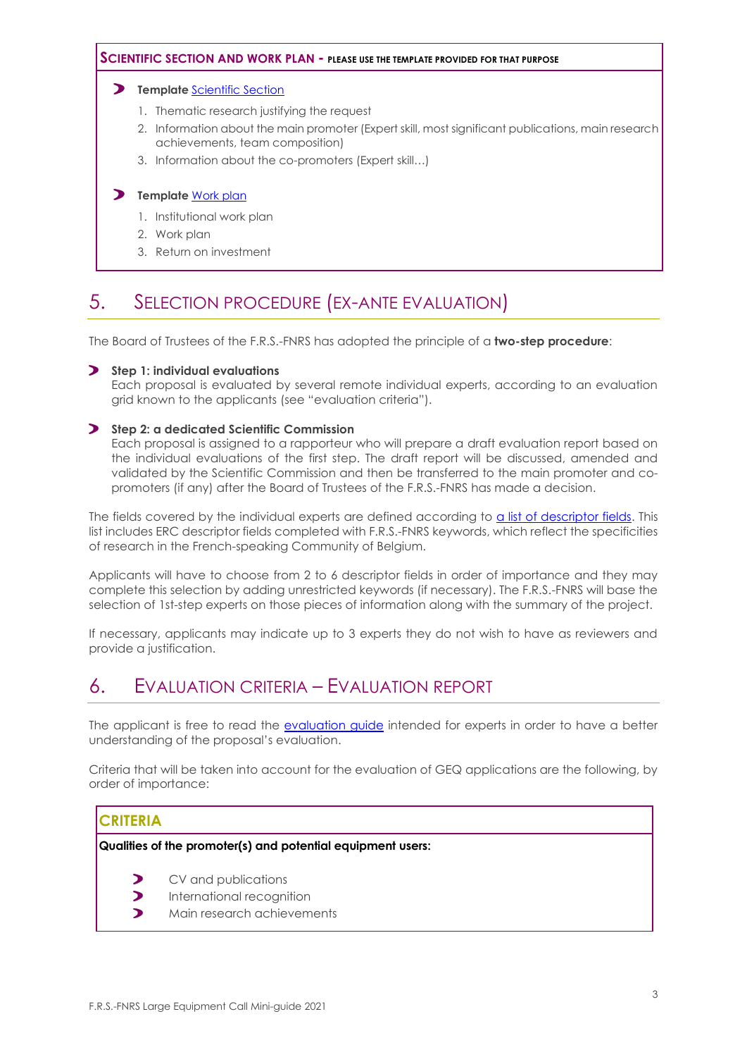**SCIENTIFIC SECTION AND WORK PLAN - PLEASE USE THE TEMPLATE PROVIDED FOR THAT PURPOSE**

- **Template** Scientific Section
  1. Thematic research justifying the request
  2. Information about the main promoter (Expert skill, most significant publications, main research achievements, team composition)
  3. Information about the co-promoters (Expert skill…)

- **Template** Work plan
  1. Institutional work plan
  2. Work plan
  3. Return on investment

## 5. SELECTION PROCEDURE (EX-ANTE EVALUATION)

The Board of Trustees of the F.R.S.-FNRS has adopted the principle of a **two-step procedure**:

- **Step 1: individual evaluations**
  Each proposal is evaluated by several remote individual experts, according to an evaluation grid known to the applicants (see "evaluation criteria").

- **Step 2: a dedicated Scientific Commission**
  Each proposal is assigned to a rapporteur who will prepare a draft evaluation report based on the individual evaluations of the first step. The draft report will be discussed, amended and validated by the Scientific Commission and then be transferred to the main promoter and co-promoters (if any) after the Board of Trustees of the F.R.S.-FNRS has made a decision.

The fields covered by the individual experts are defined according to a list of descriptor fields. This list includes ERC descriptor fields completed with F.R.S.-FNRS keywords, which reflect the specificities of research in the French-speaking Community of Belgium.

Applicants will have to choose from 2 to 6 descriptor fields in order of importance and they may complete this selection by adding unrestricted keywords (if necessary). The F.R.S.-FNRS will base the selection of 1st-step experts on those pieces of information along with the summary of the project.

If necessary, applicants may indicate up to 3 experts they do not wish to have as reviewers and provide a justification.

## 6. EVALUATION CRITERIA – EVALUATION REPORT

The applicant is free to read the evaluation guide intended for experts in order to have a better understanding of the proposal's evaluation.

Criteria that will be taken into account for the evaluation of GEQ applications are the following, by order of importance:

**CRITERIA**

**Qualities of the promoter(s) and potential equipment users:**

- CV and publications
- International recognition
- Main research achievements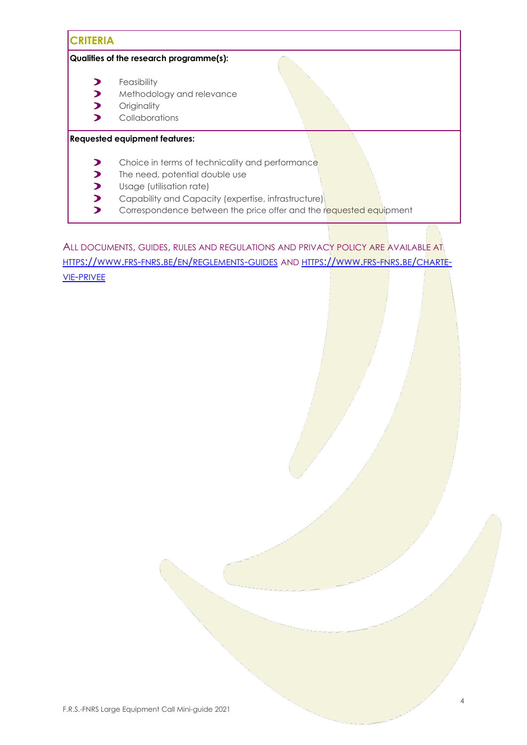## CRITERIA

**Qualities of the research programme(s):**

- Feasibility
- Methodology and relevance
- Originality
- Collaborations

**Requested equipment features:**

- Choice in terms of technicality and performance
- The need, potential double use
- Usage (utilisation rate)
- Capability and Capacity (expertise, infrastructure)
- Correspondence between the price offer and the requested equipment

ALL DOCUMENTS, GUIDES, RULES AND REGULATIONS AND PRIVACY POLICY ARE AVAILABLE AT HTTPS://WWW.FRS-FNRS.BE/EN/REGLEMENTS-GUIDES AND HTTPS://WWW.FRS-FNRS.BE/CHARTE-VIE-PRIVEE